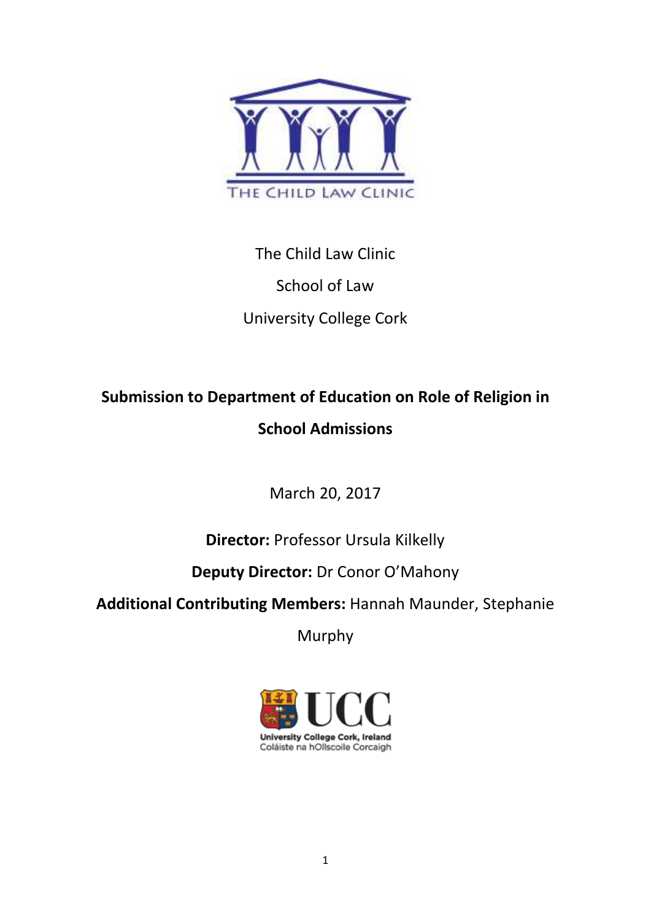THE CHILD LAW CLINIC

The Child Law Clinic

School of Law

University College Cork

# Submission to Department of Education on Role of Religion in School Admissions

March 20, 2017

**Director:** Professor Ursula Kilkelly

**Deputy Director:** Dr Conor O'Mahony

**Additional Contributing Members:** Hannah Maunder, Stephanie Murphy

University College Cork, Ireland
Coláiste na hOllscoile Corcaigh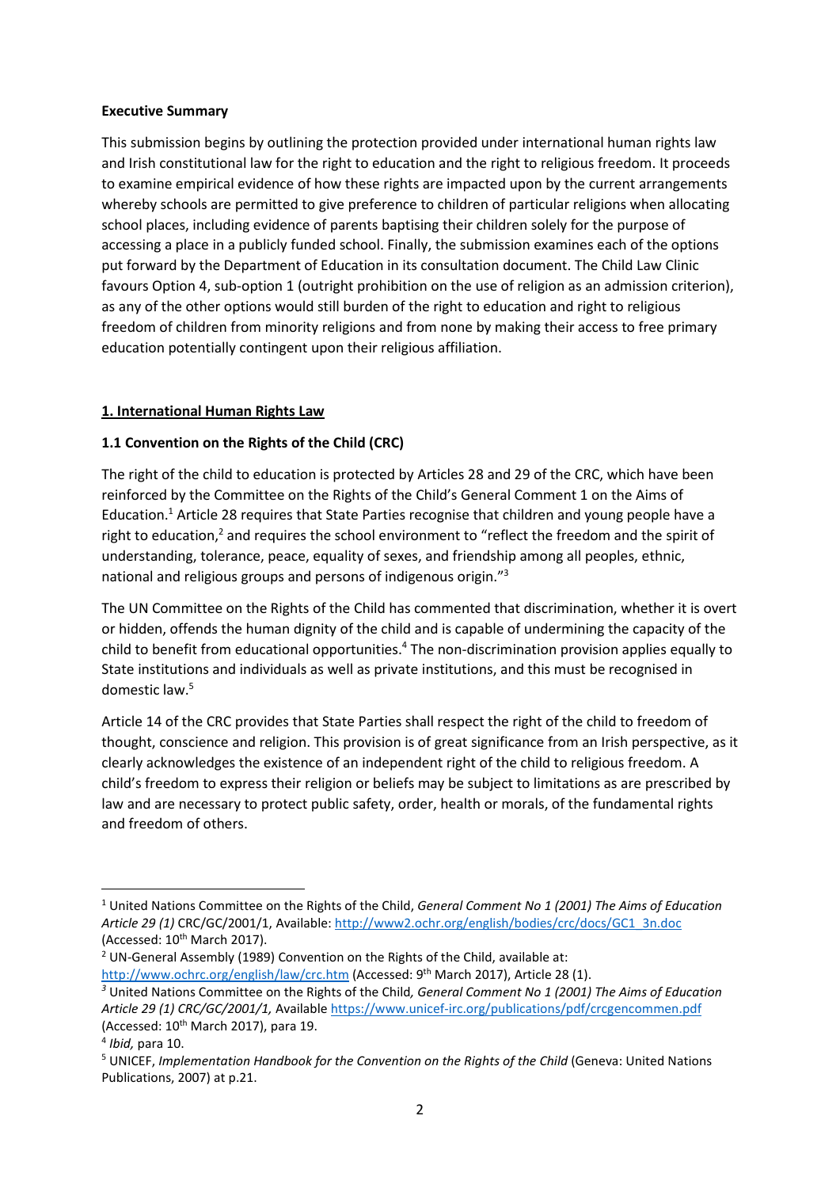**Executive Summary**

This submission begins by outlining the protection provided under international human rights law and Irish constitutional law for the right to education and the right to religious freedom. It proceeds to examine empirical evidence of how these rights are impacted upon by the current arrangements whereby schools are permitted to give preference to children of particular religions when allocating school places, including evidence of parents baptising their children solely for the purpose of accessing a place in a publicly funded school. Finally, the submission examines each of the options put forward by the Department of Education in its consultation document. The Child Law Clinic favours Option 4, sub-option 1 (outright prohibition on the use of religion as an admission criterion), as any of the other options would still burden of the right to education and right to religious freedom of children from minority religions and from none by making their access to free primary education potentially contingent upon their religious affiliation.

## 1. International Human Rights Law

### 1.1 Convention on the Rights of the Child (CRC)

The right of the child to education is protected by Articles 28 and 29 of the CRC, which have been reinforced by the Committee on the Rights of the Child's General Comment 1 on the Aims of Education.[1] Article 28 requires that State Parties recognise that children and young people have a right to education,[2] and requires the school environment to "reflect the freedom and the spirit of understanding, tolerance, peace, equality of sexes, and friendship among all peoples, ethnic, national and religious groups and persons of indigenous origin."[3]

The UN Committee on the Rights of the Child has commented that discrimination, whether it is overt or hidden, offends the human dignity of the child and is capable of undermining the capacity of the child to benefit from educational opportunities.[4] The non-discrimination provision applies equally to State institutions and individuals as well as private institutions, and this must be recognised in domestic law.[5]

Article 14 of the CRC provides that State Parties shall respect the right of the child to freedom of thought, conscience and religion. This provision is of great significance from an Irish perspective, as it clearly acknowledges the existence of an independent right of the child to religious freedom. A child's freedom to express their religion or beliefs may be subject to limitations as are prescribed by law and are necessary to protect public safety, order, health or morals, of the fundamental rights and freedom of others.

---

[1] United Nations Committee on the Rights of the Child, *General Comment No 1 (2001) The Aims of Education Article 29 (1)* CRC/GC/2001/1, Available: http://www2.ochr.org/english/bodies/crc/docs/GC1_3n.doc (Accessed: 10th March 2017).

[2] UN-General Assembly (1989) Convention on the Rights of the Child, available at: http://www.ochrc.org/english/law/crc.htm (Accessed: 9th March 2017), Article 28 (1).

[3] United Nations Committee on the Rights of the Child*, General Comment No 1 (2001) The Aims of Education Article 29 (1) CRC/GC/2001/1,* Available https://www.unicef-irc.org/publications/pdf/crcgencommen.pdf (Accessed: 10th March 2017), para 19.

[4] *Ibid,* para 10.

[5] UNICEF, *Implementation Handbook for the Convention on the Rights of the Child* (Geneva: United Nations Publications, 2007) at p.21.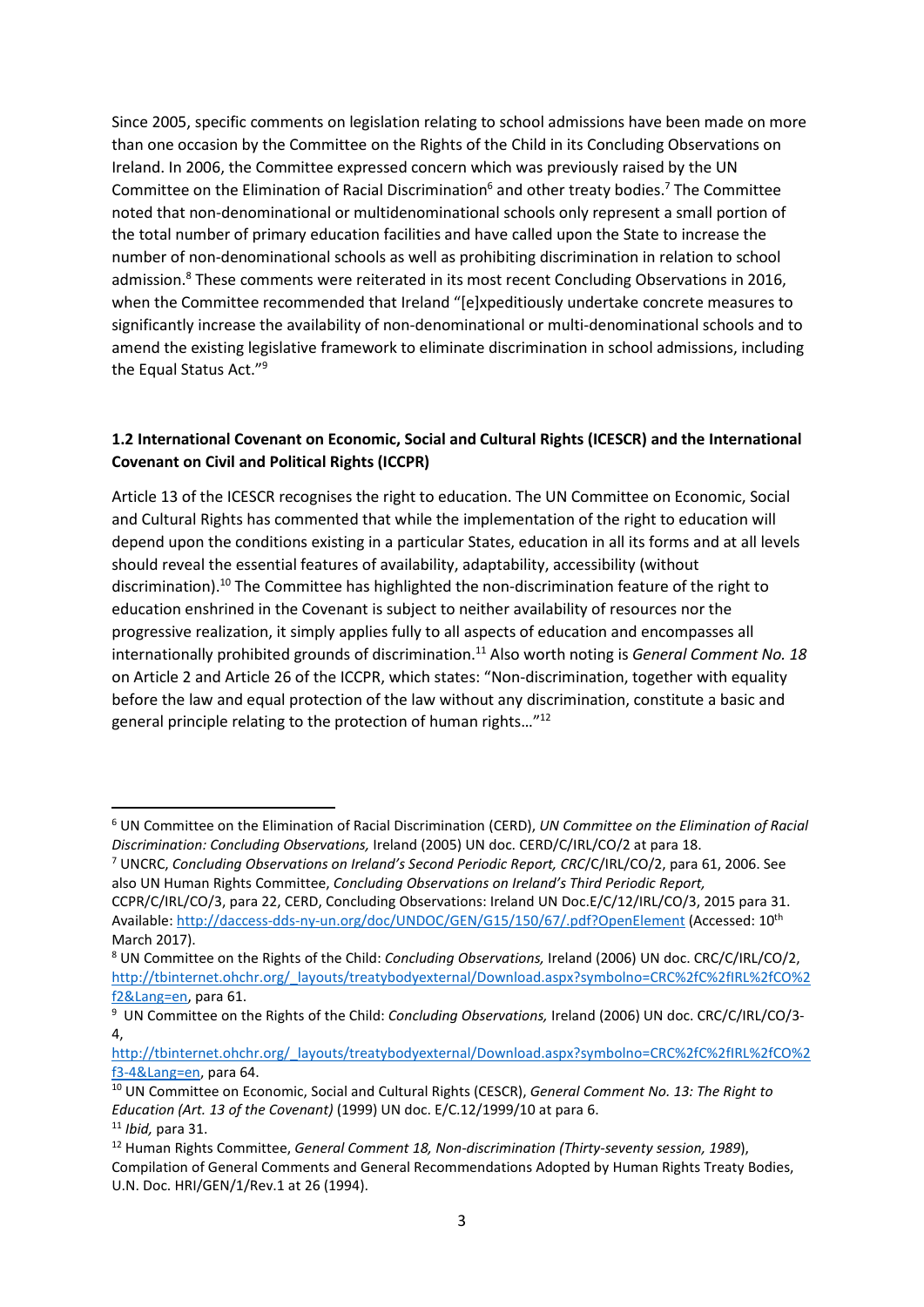Since 2005, specific comments on legislation relating to school admissions have been made on more than one occasion by the Committee on the Rights of the Child in its Concluding Observations on Ireland. In 2006, the Committee expressed concern which was previously raised by the UN Committee on the Elimination of Racial Discrimination[6] and other treaty bodies.[7] The Committee noted that non-denominational or multidenominational schools only represent a small portion of the total number of primary education facilities and have called upon the State to increase the number of non-denominational schools as well as prohibiting discrimination in relation to school admission.[8] These comments were reiterated in its most recent Concluding Observations in 2016, when the Committee recommended that Ireland "[e]xpeditiously undertake concrete measures to significantly increase the availability of non-denominational or multi-denominational schools and to amend the existing legislative framework to eliminate discrimination in school admissions, including the Equal Status Act."[9]

### 1.2 International Covenant on Economic, Social and Cultural Rights (ICESCR) and the International Covenant on Civil and Political Rights (ICCPR)

Article 13 of the ICESCR recognises the right to education. The UN Committee on Economic, Social and Cultural Rights has commented that while the implementation of the right to education will depend upon the conditions existing in a particular States, education in all its forms and at all levels should reveal the essential features of availability, adaptability, accessibility (without discrimination).[10] The Committee has highlighted the non-discrimination feature of the right to education enshrined in the Covenant is subject to neither availability of resources nor the progressive realization, it simply applies fully to all aspects of education and encompasses all internationally prohibited grounds of discrimination.[11] Also worth noting is *General Comment No. 18* on Article 2 and Article 26 of the ICCPR, which states: "Non-discrimination, together with equality before the law and equal protection of the law without any discrimination, constitute a basic and general principle relating to the protection of human rights…"[12]

---

[6] UN Committee on the Elimination of Racial Discrimination (CERD), *UN Committee on the Elimination of Racial Discrimination: Concluding Observations,* Ireland (2005) UN doc. CERD/C/IRL/CO/2 at para 18.

[7] UNCRC, *Concluding Observations on Ireland's Second Periodic Report, CRC*/C/IRL/CO/2, para 61, 2006. See also UN Human Rights Committee, *Concluding Observations on Ireland's Third Periodic Report,* CCPR/C/IRL/CO/3, para 22, CERD, Concluding Observations: Ireland UN Doc.E/C/12/IRL/CO/3, 2015 para 31. Available: http://daccess-dds-ny-un.org/doc/UNDOC/GEN/G15/150/67/.pdf?OpenElement (Accessed: 10th March 2017).

[8] UN Committee on the Rights of the Child: *Concluding Observations,* Ireland (2006) UN doc. CRC/C/IRL/CO/2, http://tbinternet.ohchr.org/_layouts/treatybodyexternal/Download.aspx?symbolno=CRC%2fC%2fIRL%2fCO%2f2&Lang=en, para 61.

[9] UN Committee on the Rights of the Child: *Concluding Observations,* Ireland (2006) UN doc. CRC/C/IRL/CO/3-4, http://tbinternet.ohchr.org/_layouts/treatybodyexternal/Download.aspx?symbolno=CRC%2fC%2fIRL%2fCO%2f3-4&Lang=en, para 64.

[10] UN Committee on Economic, Social and Cultural Rights (CESCR), *General Comment No. 13: The Right to Education (Art. 13 of the Covenant)* (1999) UN doc. E/C.12/1999/10 at para 6.

[11] *Ibid,* para 31.

[12] Human Rights Committee, *General Comment 18, Non-discrimination (Thirty-seventy session, 1989*), Compilation of General Comments and General Recommendations Adopted by Human Rights Treaty Bodies, U.N. Doc. HRI/GEN/1/Rev.1 at 26 (1994).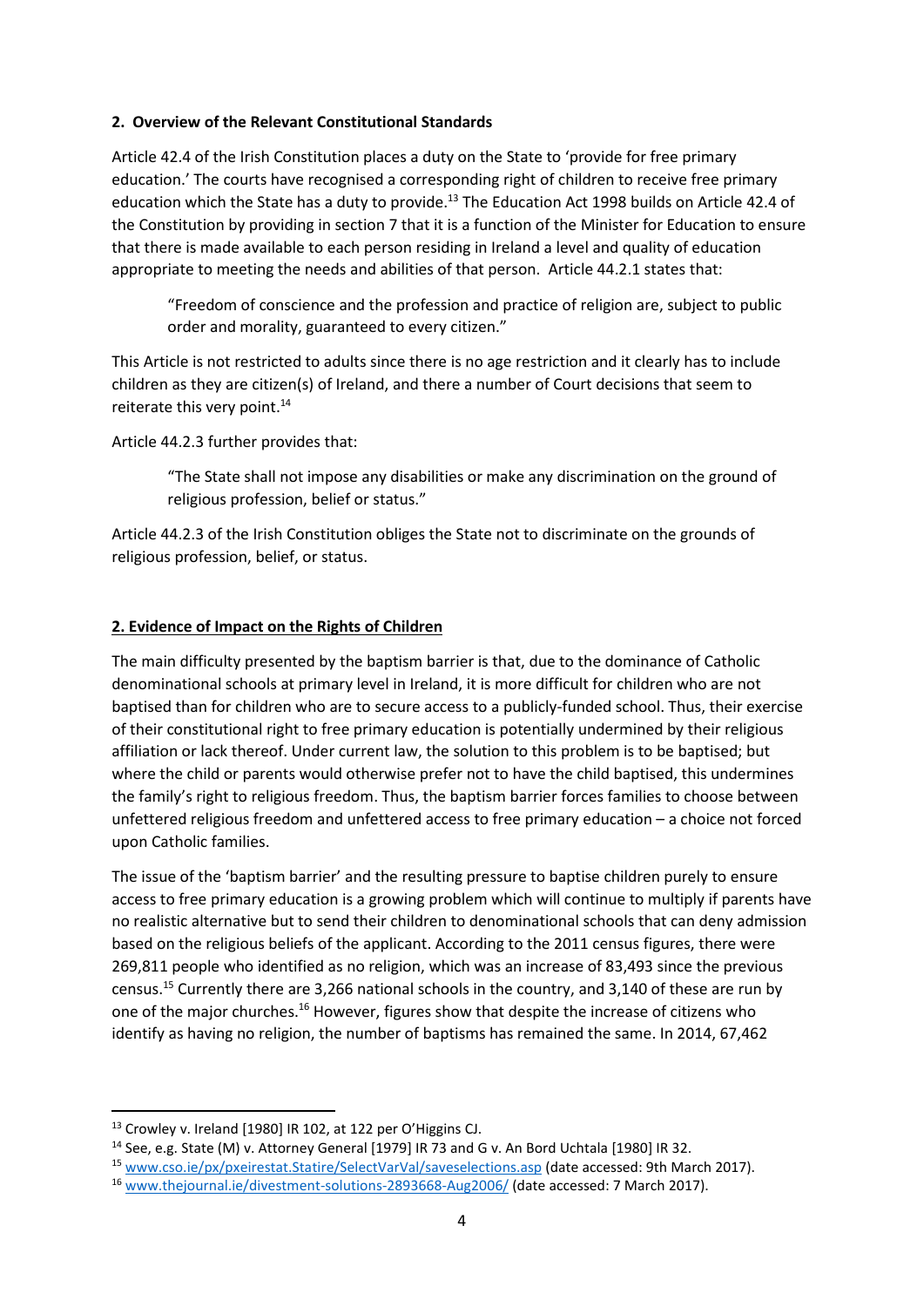## 2. Overview of the Relevant Constitutional Standards

Article 42.4 of the Irish Constitution places a duty on the State to 'provide for free primary education.' The courts have recognised a corresponding right of children to receive free primary education which the State has a duty to provide.[13] The Education Act 1998 builds on Article 42.4 of the Constitution by providing in section 7 that it is a function of the Minister for Education to ensure that there is made available to each person residing in Ireland a level and quality of education appropriate to meeting the needs and abilities of that person. Article 44.2.1 states that:

> "Freedom of conscience and the profession and practice of religion are, subject to public order and morality, guaranteed to every citizen."

This Article is not restricted to adults since there is no age restriction and it clearly has to include children as they are citizen(s) of Ireland, and there a number of Court decisions that seem to reiterate this very point.[14]

Article 44.2.3 further provides that:

> "The State shall not impose any disabilities or make any discrimination on the ground of religious profession, belief or status."

Article 44.2.3 of the Irish Constitution obliges the State not to discriminate on the grounds of religious profession, belief, or status.

## 2. Evidence of Impact on the Rights of Children

The main difficulty presented by the baptism barrier is that, due to the dominance of Catholic denominational schools at primary level in Ireland, it is more difficult for children who are not baptised than for children who are to secure access to a publicly-funded school. Thus, their exercise of their constitutional right to free primary education is potentially undermined by their religious affiliation or lack thereof. Under current law, the solution to this problem is to be baptised; but where the child or parents would otherwise prefer not to have the child baptised, this undermines the family's right to religious freedom. Thus, the baptism barrier forces families to choose between unfettered religious freedom and unfettered access to free primary education – a choice not forced upon Catholic families.

The issue of the 'baptism barrier' and the resulting pressure to baptise children purely to ensure access to free primary education is a growing problem which will continue to multiply if parents have no realistic alternative but to send their children to denominational schools that can deny admission based on the religious beliefs of the applicant. According to the 2011 census figures, there were 269,811 people who identified as no religion, which was an increase of 83,493 since the previous census.[15] Currently there are 3,266 national schools in the country, and 3,140 of these are run by one of the major churches.[16] However, figures show that despite the increase of citizens who identify as having no religion, the number of baptisms has remained the same. In 2014, 67,462

---

[13] Crowley v. Ireland [1980] IR 102, at 122 per O'Higgins CJ.

[14] See, e.g. State (M) v. Attorney General [1979] IR 73 and G v. An Bord Uchtala [1980] IR 32.

[15] www.cso.ie/px/pxeirestat.Statire/SelectVarVal/saveselections.asp (date accessed: 9th March 2017).

[16] www.thejournal.ie/divestment-solutions-2893668-Aug2006/ (date accessed: 7 March 2017).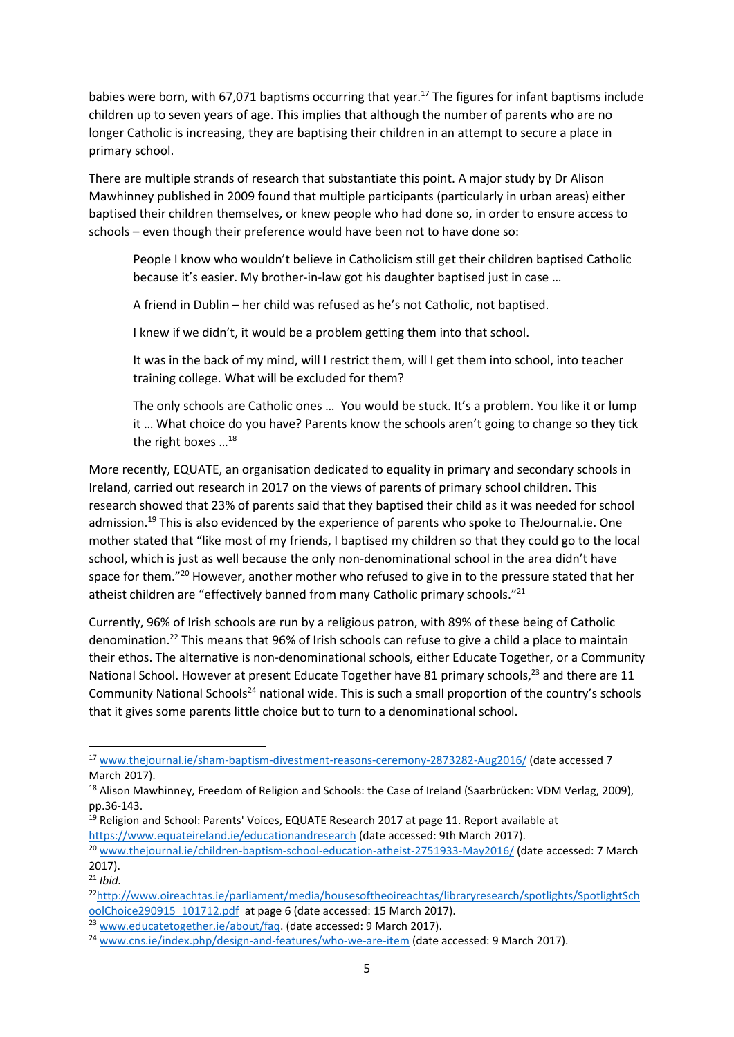babies were born, with 67,071 baptisms occurring that year.[17] The figures for infant baptisms include children up to seven years of age. This implies that although the number of parents who are no longer Catholic is increasing, they are baptising their children in an attempt to secure a place in primary school.

There are multiple strands of research that substantiate this point. A major study by Dr Alison Mawhinney published in 2009 found that multiple participants (particularly in urban areas) either baptised their children themselves, or knew people who had done so, in order to ensure access to schools – even though their preference would have been not to have done so:

> People I know who wouldn't believe in Catholicism still get their children baptised Catholic because it's easier. My brother-in-law got his daughter baptised just in case …
>
> A friend in Dublin – her child was refused as he's not Catholic, not baptised.
>
> I knew if we didn't, it would be a problem getting them into that school.
>
> It was in the back of my mind, will I restrict them, will I get them into school, into teacher training college. What will be excluded for them?
>
> The only schools are Catholic ones … You would be stuck. It's a problem. You like it or lump it … What choice do you have? Parents know the schools aren't going to change so they tick the right boxes …[18]

More recently, EQUATE, an organisation dedicated to equality in primary and secondary schools in Ireland, carried out research in 2017 on the views of parents of primary school children. This research showed that 23% of parents said that they baptised their child as it was needed for school admission.[19] This is also evidenced by the experience of parents who spoke to TheJournal.ie. One mother stated that "like most of my friends, I baptised my children so that they could go to the local school, which is just as well because the only non-denominational school in the area didn't have space for them."[20] However, another mother who refused to give in to the pressure stated that her atheist children are "effectively banned from many Catholic primary schools."[21]

Currently, 96% of Irish schools are run by a religious patron, with 89% of these being of Catholic denomination.[22] This means that 96% of Irish schools can refuse to give a child a place to maintain their ethos. The alternative is non-denominational schools, either Educate Together, or a Community National School. However at present Educate Together have 81 primary schools,[23] and there are 11 Community National Schools[24] national wide. This is such a small proportion of the country's schools that it gives some parents little choice but to turn to a denominational school.

---

[17] www.thejournal.ie/sham-baptism-divestment-reasons-ceremony-2873282-Aug2016/ (date accessed 7 March 2017).

[18] Alison Mawhinney, Freedom of Religion and Schools: the Case of Ireland (Saarbrücken: VDM Verlag, 2009), pp.36-143.

[19] Religion and School: Parents' Voices, EQUATE Research 2017 at page 11. Report available at https://www.equateireland.ie/educationandresearch (date accessed: 9th March 2017).

[20] www.thejournal.ie/children-baptism-school-education-atheist-2751933-May2016/ (date accessed: 7 March 2017).

[21] *Ibid.*

[22] http://www.oireachtas.ie/parliament/media/housesoftheoireachtas/libraryresearch/spotlights/SpotlightSchoolChoice290915_101712.pdf at page 6 (date accessed: 15 March 2017).

[23] www.educatetogether.ie/about/faq. (date accessed: 9 March 2017).

[24] www.cns.ie/index.php/design-and-features/who-we-are-item (date accessed: 9 March 2017).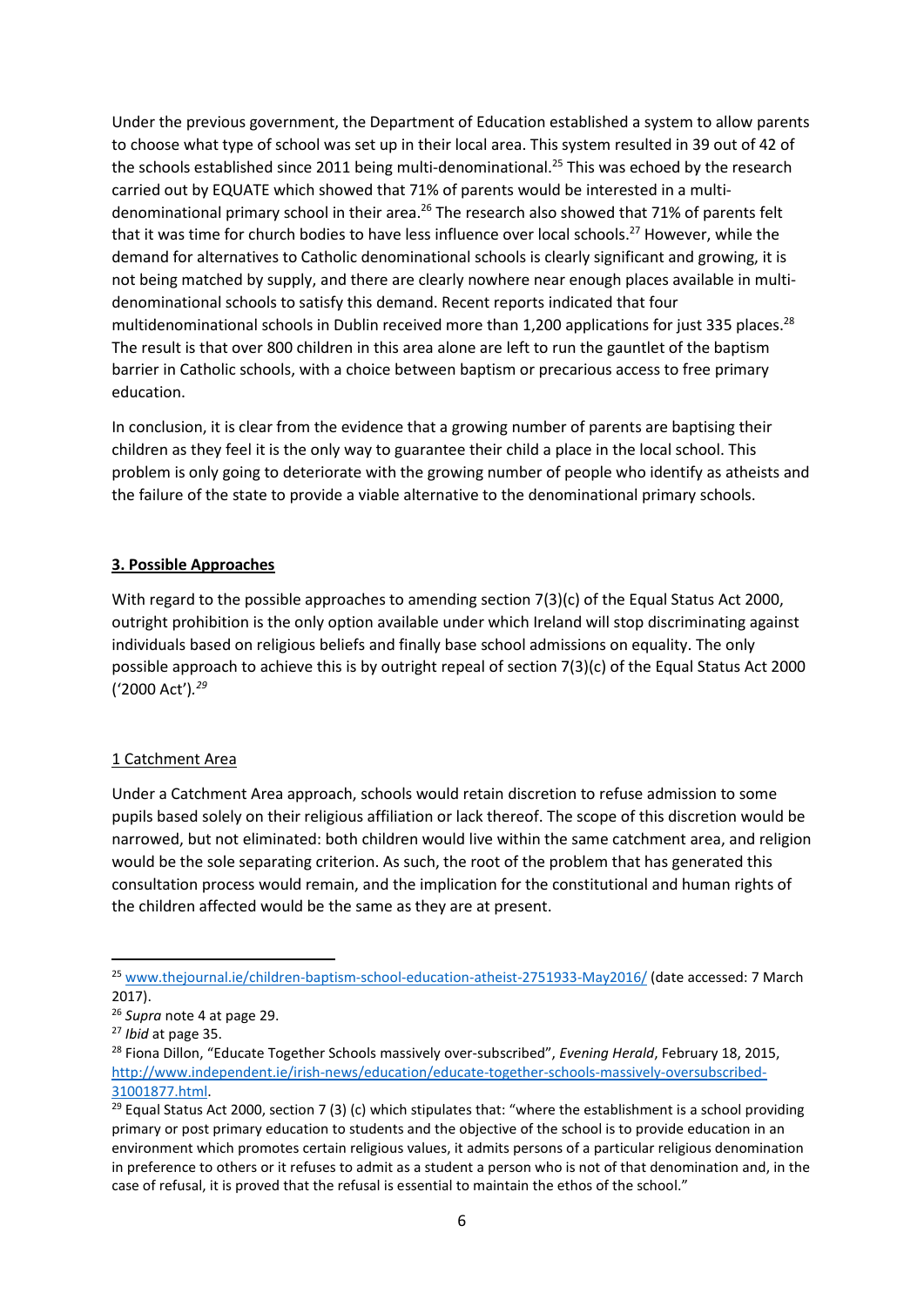Under the previous government, the Department of Education established a system to allow parents to choose what type of school was set up in their local area. This system resulted in 39 out of 42 of the schools established since 2011 being multi-denominational.[25] This was echoed by the research carried out by EQUATE which showed that 71% of parents would be interested in a multi-denominational primary school in their area.[26] The research also showed that 71% of parents felt that it was time for church bodies to have less influence over local schools.[27] However, while the demand for alternatives to Catholic denominational schools is clearly significant and growing, it is not being matched by supply, and there are clearly nowhere near enough places available in multi-denominational schools to satisfy this demand. Recent reports indicated that four multidenominational schools in Dublin received more than 1,200 applications for just 335 places.[28] The result is that over 800 children in this area alone are left to run the gauntlet of the baptism barrier in Catholic schools, with a choice between baptism or precarious access to free primary education.

In conclusion, it is clear from the evidence that a growing number of parents are baptising their children as they feel it is the only way to guarantee their child a place in the local school. This problem is only going to deteriorate with the growing number of people who identify as atheists and the failure of the state to provide a viable alternative to the denominational primary schools.

## 3. Possible Approaches

With regard to the possible approaches to amending section 7(3)(c) of the Equal Status Act 2000, outright prohibition is the only option available under which Ireland will stop discriminating against individuals based on religious beliefs and finally base school admissions on equality. The only possible approach to achieve this is by outright repeal of section 7(3)(c) of the Equal Status Act 2000 ('2000 Act').[29]

### 1 Catchment Area

Under a Catchment Area approach, schools would retain discretion to refuse admission to some pupils based solely on their religious affiliation or lack thereof. The scope of this discretion would be narrowed, but not eliminated: both children would live within the same catchment area, and religion would be the sole separating criterion. As such, the root of the problem that has generated this consultation process would remain, and the implication for the constitutional and human rights of the children affected would be the same as they are at present.

---

[25] www.thejournal.ie/children-baptism-school-education-atheist-2751933-May2016/ (date accessed: 7 March 2017).

[26] *Supra* note 4 at page 29.

[27] *Ibid* at page 35.

[28] Fiona Dillon, "Educate Together Schools massively over-subscribed", *Evening Herald*, February 18, 2015, http://www.independent.ie/irish-news/education/educate-together-schools-massively-oversubscribed-31001877.html.

[29] Equal Status Act 2000, section 7 (3) (c) which stipulates that: "where the establishment is a school providing primary or post primary education to students and the objective of the school is to provide education in an environment which promotes certain religious values, it admits persons of a particular religious denomination in preference to others or it refuses to admit as a student a person who is not of that denomination and, in the case of refusal, it is proved that the refusal is essential to maintain the ethos of the school."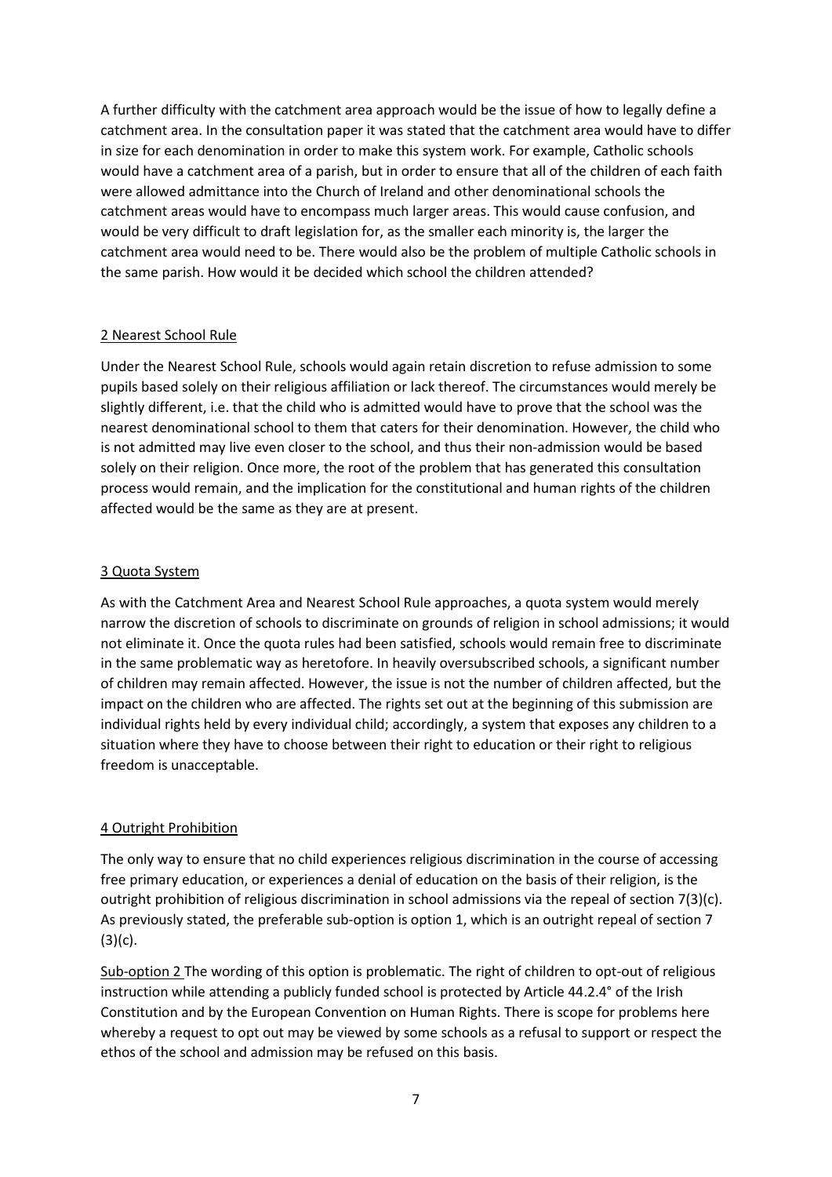A further difficulty with the catchment area approach would be the issue of how to legally define a catchment area. In the consultation paper it was stated that the catchment area would have to differ in size for each denomination in order to make this system work. For example, Catholic schools would have a catchment area of a parish, but in order to ensure that all of the children of each faith were allowed admittance into the Church of Ireland and other denominational schools the catchment areas would have to encompass much larger areas. This would cause confusion, and would be very difficult to draft legislation for, as the smaller each minority is, the larger the catchment area would need to be. There would also be the problem of multiple Catholic schools in the same parish. How would it be decided which school the children attended?

## 2 Nearest School Rule

Under the Nearest School Rule, schools would again retain discretion to refuse admission to some pupils based solely on their religious affiliation or lack thereof. The circumstances would merely be slightly different, i.e. that the child who is admitted would have to prove that the school was the nearest denominational school to them that caters for their denomination. However, the child who is not admitted may live even closer to the school, and thus their non-admission would be based solely on their religion. Once more, the root of the problem that has generated this consultation process would remain, and the implication for the constitutional and human rights of the children affected would be the same as they are at present.

## 3 Quota System

As with the Catchment Area and Nearest School Rule approaches, a quota system would merely narrow the discretion of schools to discriminate on grounds of religion in school admissions; it would not eliminate it. Once the quota rules had been satisfied, schools would remain free to discriminate in the same problematic way as heretofore. In heavily oversubscribed schools, a significant number of children may remain affected. However, the issue is not the number of children affected, but the impact on the children who are affected. The rights set out at the beginning of this submission are individual rights held by every individual child; accordingly, a system that exposes any children to a situation where they have to choose between their right to education or their right to religious freedom is unacceptable.

## 4 Outright Prohibition

The only way to ensure that no child experiences religious discrimination in the course of accessing free primary education, or experiences a denial of education on the basis of their religion, is the outright prohibition of religious discrimination in school admissions via the repeal of section 7(3)(c). As previously stated, the preferable sub-option is option 1, which is an outright repeal of section 7 (3)(c).

Sub-option 2 The wording of this option is problematic. The right of children to opt-out of religious instruction while attending a publicly funded school is protected by Article 44.2.4° of the Irish Constitution and by the European Convention on Human Rights. There is scope for problems here whereby a request to opt out may be viewed by some schools as a refusal to support or respect the ethos of the school and admission may be refused on this basis.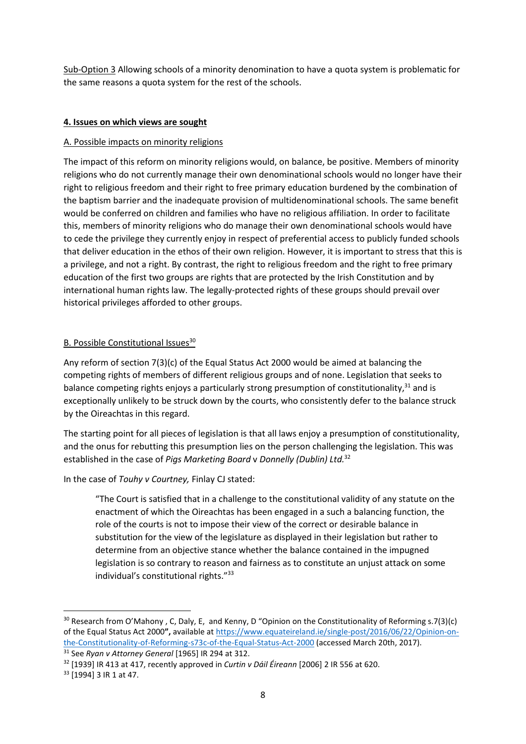Sub-Option 3 Allowing schools of a minority denomination to have a quota system is problematic for the same reasons a quota system for the rest of the schools.

## 4. Issues on which views are sought

### A. Possible impacts on minority religions

The impact of this reform on minority religions would, on balance, be positive. Members of minority religions who do not currently manage their own denominational schools would no longer have their right to religious freedom and their right to free primary education burdened by the combination of the baptism barrier and the inadequate provision of multidenominational schools. The same benefit would be conferred on children and families who have no religious affiliation. In order to facilitate this, members of minority religions who do manage their own denominational schools would have to cede the privilege they currently enjoy in respect of preferential access to publicly funded schools that deliver education in the ethos of their own religion. However, it is important to stress that this is a privilege, and not a right. By contrast, the right to religious freedom and the right to free primary education of the first two groups are rights that are protected by the Irish Constitution and by international human rights law. The legally-protected rights of these groups should prevail over historical privileges afforded to other groups.

### B. Possible Constitutional Issues[30]

Any reform of section 7(3)(c) of the Equal Status Act 2000 would be aimed at balancing the competing rights of members of different religious groups and of none. Legislation that seeks to balance competing rights enjoys a particularly strong presumption of constitutionality,[31] and is exceptionally unlikely to be struck down by the courts, who consistently defer to the balance struck by the Oireachtas in this regard.

The starting point for all pieces of legislation is that all laws enjoy a presumption of constitutionality, and the onus for rebutting this presumption lies on the person challenging the legislation. This was established in the case of *Pigs Marketing Board* v *Donnelly (Dublin) Ltd.*[32]

In the case of *Touhy v Courtney,* Finlay CJ stated:

> "The Court is satisfied that in a challenge to the constitutional validity of any statute on the enactment of which the Oireachtas has been engaged in a such a balancing function, the role of the courts is not to impose their view of the correct or desirable balance in substitution for the view of the legislature as displayed in their legislation but rather to determine from an objective stance whether the balance contained in the impugned legislation is so contrary to reason and fairness as to constitute an unjust attack on some individual's constitutional rights."[33]

---

[30] Research from O'Mahony , C, Daly, E, and Kenny, D "Opinion on the Constitutionality of Reforming s.7(3)(c) of the Equal Status Act 2000**",** available at https://www.equateireland.ie/single-post/2016/06/22/Opinion-on-the-Constitutionality-of-Reforming-s73c-of-the-Equal-Status-Act-2000 (accessed March 20th, 2017).

[31] See *Ryan v Attorney General* [1965] IR 294 at 312.

[32] [1939] IR 413 at 417, recently approved in *Curtin v Dáil Éireann* [2006] 2 IR 556 at 620.

[33] [1994] 3 IR 1 at 47.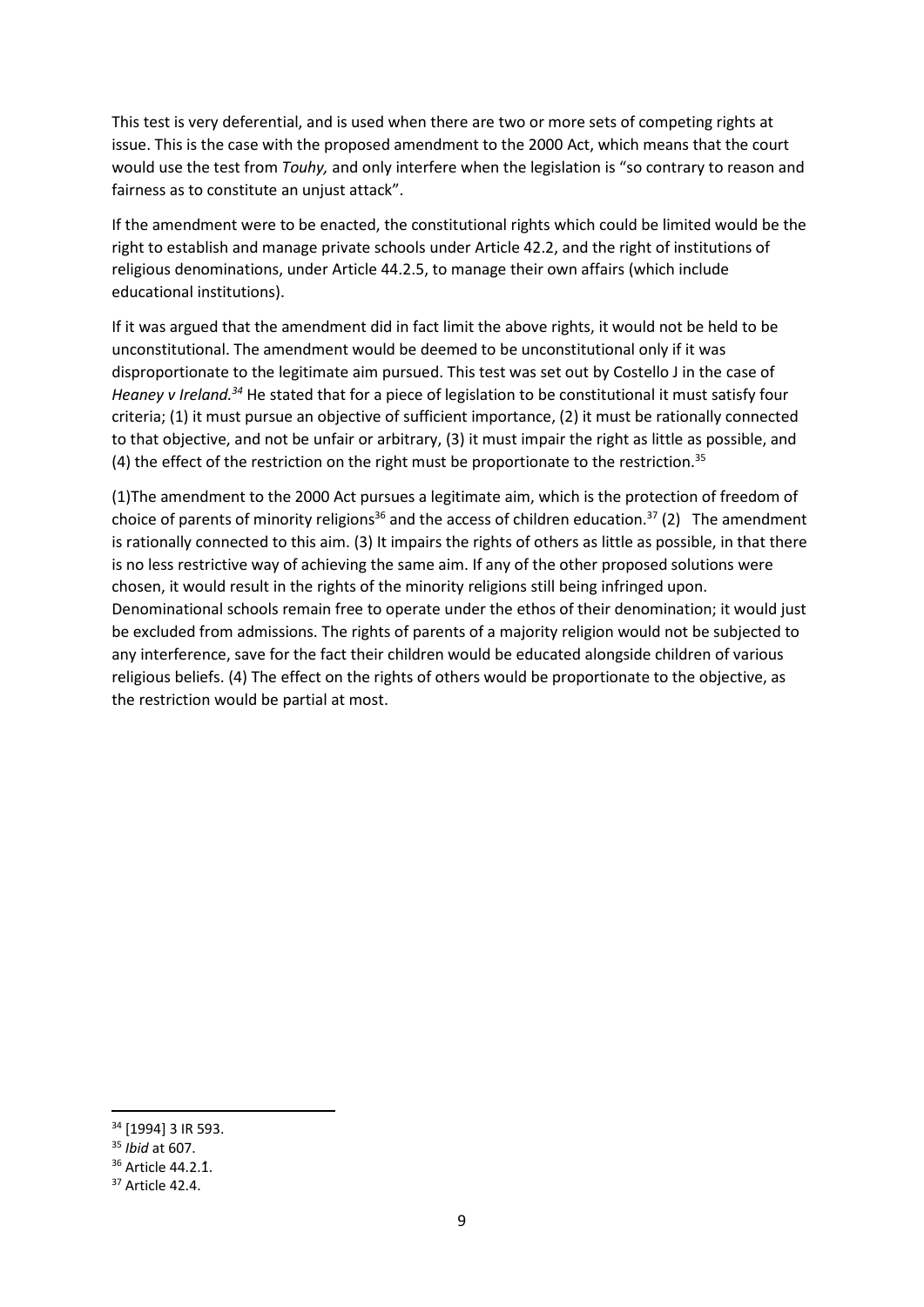This test is very deferential, and is used when there are two or more sets of competing rights at issue. This is the case with the proposed amendment to the 2000 Act, which means that the court would use the test from *Touhy,* and only interfere when the legislation is "so contrary to reason and fairness as to constitute an unjust attack".

If the amendment were to be enacted, the constitutional rights which could be limited would be the right to establish and manage private schools under Article 42.2, and the right of institutions of religious denominations, under Article 44.2.5, to manage their own affairs (which include educational institutions).

If it was argued that the amendment did in fact limit the above rights, it would not be held to be unconstitutional. The amendment would be deemed to be unconstitutional only if it was disproportionate to the legitimate aim pursued. This test was set out by Costello J in the case of *Heaney v Ireland.*[34] He stated that for a piece of legislation to be constitutional it must satisfy four criteria; (1) it must pursue an objective of sufficient importance, (2) it must be rationally connected to that objective, and not be unfair or arbitrary, (3) it must impair the right as little as possible, and (4) the effect of the restriction on the right must be proportionate to the restriction.[35]

(1)The amendment to the 2000 Act pursues a legitimate aim, which is the protection of freedom of choice of parents of minority religions[36] and the access of children education.[37] (2) The amendment is rationally connected to this aim. (3) It impairs the rights of others as little as possible, in that there is no less restrictive way of achieving the same aim. If any of the other proposed solutions were chosen, it would result in the rights of the minority religions still being infringed upon. Denominational schools remain free to operate under the ethos of their denomination; it would just be excluded from admissions. The rights of parents of a majority religion would not be subjected to any interference, save for the fact their children would be educated alongside children of various religious beliefs. (4) The effect on the rights of others would be proportionate to the objective, as the restriction would be partial at most.

---

[34] [1994] 3 IR 593.

[35] *Ibid* at 607.

[36] Article 44.2.1.

[37] Article 42.4.